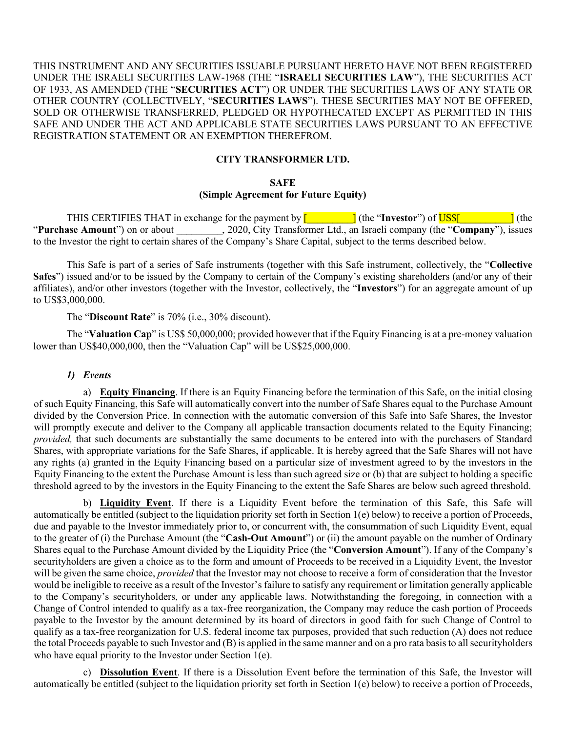THIS INSTRUMENT AND ANY SECURITIES ISSUABLE PURSUANT HERETO HAVE NOT BEEN REGISTERED UNDER THE ISRAELI SECURITIES LAW-1968 (THE "**ISRAELI SECURITIES LAW**"), THE SECURITIES ACT OF 1933, AS AMENDED (THE "**SECURITIES ACT**") OR UNDER THE SECURITIES LAWS OF ANY STATE OR OTHER COUNTRY (COLLECTIVELY, "**SECURITIES LAWS**"). THESE SECURITIES MAY NOT BE OFFERED, SOLD OR OTHERWISE TRANSFERRED, PLEDGED OR HYPOTHECATED EXCEPT AS PERMITTED IN THIS SAFE AND UNDER THE ACT AND APPLICABLE STATE SECURITIES LAWS PURSUANT TO AN EFFECTIVE REGISTRATION STATEMENT OR AN EXEMPTION THEREFROM.

**CITY TRANSFORMER LTD.**

**SAFE**
**(Simple Agreement for Future Equity)**

THIS CERTIFIES THAT in exchange for the payment by [_________] (the "**Investor**") of US$[__________] (the "**Purchase Amount**") on or about _________, 2020, City Transformer Ltd., an Israeli company (the "**Company**"), issues to the Investor the right to certain shares of the Company's Share Capital, subject to the terms described below.

This Safe is part of a series of Safe instruments (together with this Safe instrument, collectively, the "**Collective Safes**") issued and/or to be issued by the Company to certain of the Company's existing shareholders (and/or any of their affiliates), and/or other investors (together with the Investor, collectively, the "**Investors**") for an aggregate amount of up to US$3,000,000.

The "**Discount Rate**" is 70% (i.e., 30% discount).

The "**Valuation Cap**" is US$ 50,000,000; provided however that if the Equity Financing is at a pre-money valuation lower than US$40,000,000, then the "Valuation Cap" will be US$25,000,000.

***1) Events***

a) **Equity Financing**. If there is an Equity Financing before the termination of this Safe, on the initial closing of such Equity Financing, this Safe will automatically convert into the number of Safe Shares equal to the Purchase Amount divided by the Conversion Price. In connection with the automatic conversion of this Safe into Safe Shares, the Investor will promptly execute and deliver to the Company all applicable transaction documents related to the Equity Financing; *provided,* that such documents are substantially the same documents to be entered into with the purchasers of Standard Shares, with appropriate variations for the Safe Shares, if applicable. It is hereby agreed that the Safe Shares will not have any rights (a) granted in the Equity Financing based on a particular size of investment agreed to by the investors in the Equity Financing to the extent the Purchase Amount is less than such agreed size or (b) that are subject to holding a specific threshold agreed to by the investors in the Equity Financing to the extent the Safe Shares are below such agreed threshold.

b) **Liquidity Event**. If there is a Liquidity Event before the termination of this Safe, this Safe will automatically be entitled (subject to the liquidation priority set forth in Section 1(e) below) to receive a portion of Proceeds, due and payable to the Investor immediately prior to, or concurrent with, the consummation of such Liquidity Event, equal to the greater of (i) the Purchase Amount (the "**Cash-Out Amount**") or (ii) the amount payable on the number of Ordinary Shares equal to the Purchase Amount divided by the Liquidity Price (the "**Conversion Amount**"). If any of the Company's securityholders are given a choice as to the form and amount of Proceeds to be received in a Liquidity Event, the Investor will be given the same choice, *provided* that the Investor may not choose to receive a form of consideration that the Investor would be ineligible to receive as a result of the Investor's failure to satisfy any requirement or limitation generally applicable to the Company's securityholders, or under any applicable laws. Notwithstanding the foregoing, in connection with a Change of Control intended to qualify as a tax-free reorganization, the Company may reduce the cash portion of Proceeds payable to the Investor by the amount determined by its board of directors in good faith for such Change of Control to qualify as a tax-free reorganization for U.S. federal income tax purposes, provided that such reduction (A) does not reduce the total Proceeds payable to such Investor and (B) is applied in the same manner and on a pro rata basis to all securityholders who have equal priority to the Investor under Section 1(e).

c) **Dissolution Event**. If there is a Dissolution Event before the termination of this Safe, the Investor will automatically be entitled (subject to the liquidation priority set forth in Section 1(e) below) to receive a portion of Proceeds,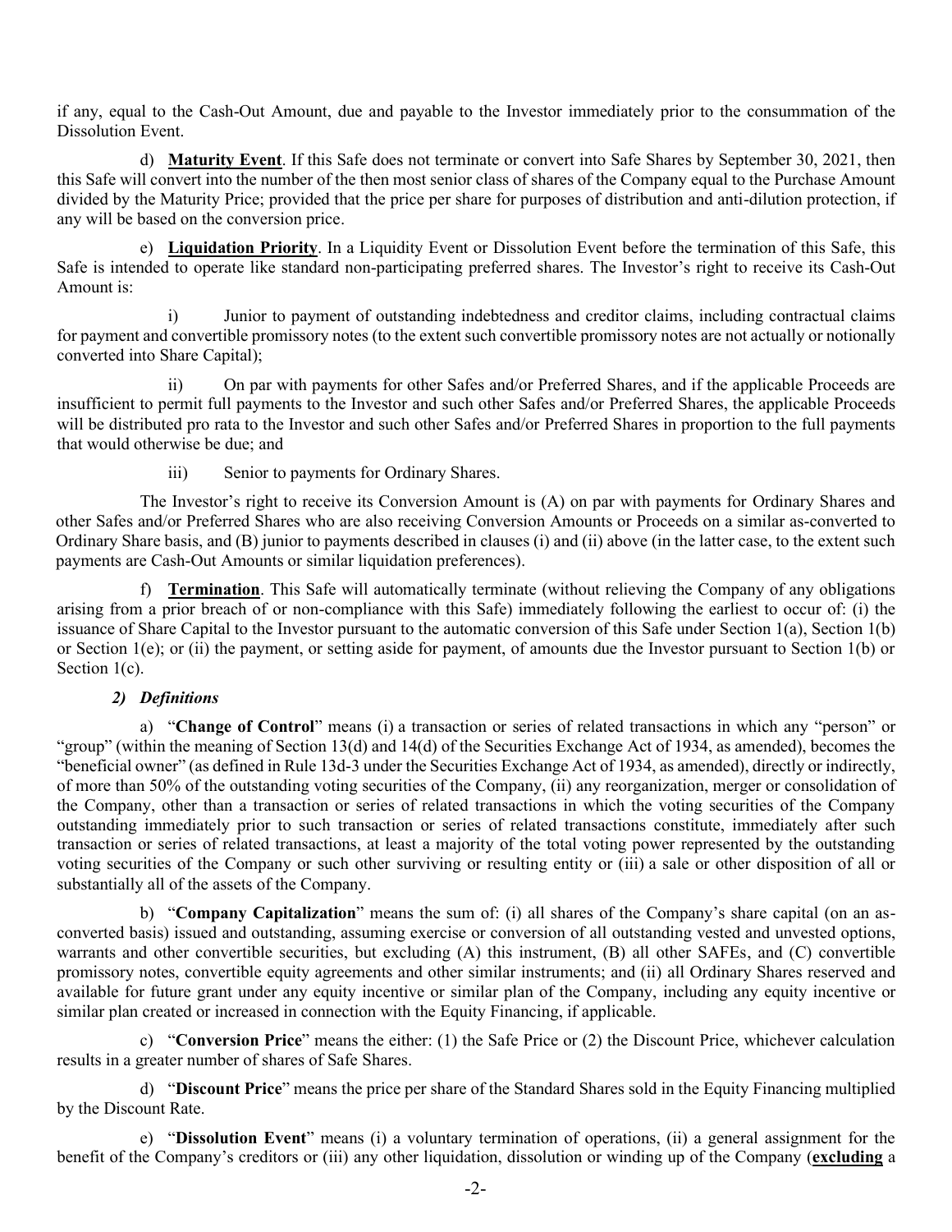if any, equal to the Cash-Out Amount, due and payable to the Investor immediately prior to the consummation of the Dissolution Event.

d) **Maturity Event**. If this Safe does not terminate or convert into Safe Shares by September 30, 2021, then this Safe will convert into the number of the then most senior class of shares of the Company equal to the Purchase Amount divided by the Maturity Price; provided that the price per share for purposes of distribution and anti-dilution protection, if any will be based on the conversion price.

e) **Liquidation Priority**. In a Liquidity Event or Dissolution Event before the termination of this Safe, this Safe is intended to operate like standard non-participating preferred shares. The Investor's right to receive its Cash-Out Amount is:

i) Junior to payment of outstanding indebtedness and creditor claims, including contractual claims for payment and convertible promissory notes (to the extent such convertible promissory notes are not actually or notionally converted into Share Capital);

ii) On par with payments for other Safes and/or Preferred Shares, and if the applicable Proceeds are insufficient to permit full payments to the Investor and such other Safes and/or Preferred Shares, the applicable Proceeds will be distributed pro rata to the Investor and such other Safes and/or Preferred Shares in proportion to the full payments that would otherwise be due; and

iii) Senior to payments for Ordinary Shares.

The Investor's right to receive its Conversion Amount is (A) on par with payments for Ordinary Shares and other Safes and/or Preferred Shares who are also receiving Conversion Amounts or Proceeds on a similar as-converted to Ordinary Share basis, and (B) junior to payments described in clauses (i) and (ii) above (in the latter case, to the extent such payments are Cash-Out Amounts or similar liquidation preferences).

f) **Termination**. This Safe will automatically terminate (without relieving the Company of any obligations arising from a prior breach of or non-compliance with this Safe) immediately following the earliest to occur of: (i) the issuance of Share Capital to the Investor pursuant to the automatic conversion of this Safe under Section 1(a), Section 1(b) or Section 1(e); or (ii) the payment, or setting aside for payment, of amounts due the Investor pursuant to Section 1(b) or Section 1(c).

### *2) Definitions*

a) "**Change of Control**" means (i) a transaction or series of related transactions in which any "person" or "group" (within the meaning of Section 13(d) and 14(d) of the Securities Exchange Act of 1934, as amended), becomes the "beneficial owner" (as defined in Rule 13d-3 under the Securities Exchange Act of 1934, as amended), directly or indirectly, of more than 50% of the outstanding voting securities of the Company, (ii) any reorganization, merger or consolidation of the Company, other than a transaction or series of related transactions in which the voting securities of the Company outstanding immediately prior to such transaction or series of related transactions constitute, immediately after such transaction or series of related transactions, at least a majority of the total voting power represented by the outstanding voting securities of the Company or such other surviving or resulting entity or (iii) a sale or other disposition of all or substantially all of the assets of the Company.

b) "**Company Capitalization**" means the sum of: (i) all shares of the Company's share capital (on an as-converted basis) issued and outstanding, assuming exercise or conversion of all outstanding vested and unvested options, warrants and other convertible securities, but excluding (A) this instrument, (B) all other SAFEs, and (C) convertible promissory notes, convertible equity agreements and other similar instruments; and (ii) all Ordinary Shares reserved and available for future grant under any equity incentive or similar plan of the Company, including any equity incentive or similar plan created or increased in connection with the Equity Financing, if applicable.

c) "**Conversion Price**" means the either: (1) the Safe Price or (2) the Discount Price, whichever calculation results in a greater number of shares of Safe Shares.

d) "**Discount Price**" means the price per share of the Standard Shares sold in the Equity Financing multiplied by the Discount Rate.

e) "**Dissolution Event**" means (i) a voluntary termination of operations, (ii) a general assignment for the benefit of the Company's creditors or (iii) any other liquidation, dissolution or winding up of the Company (**excluding** a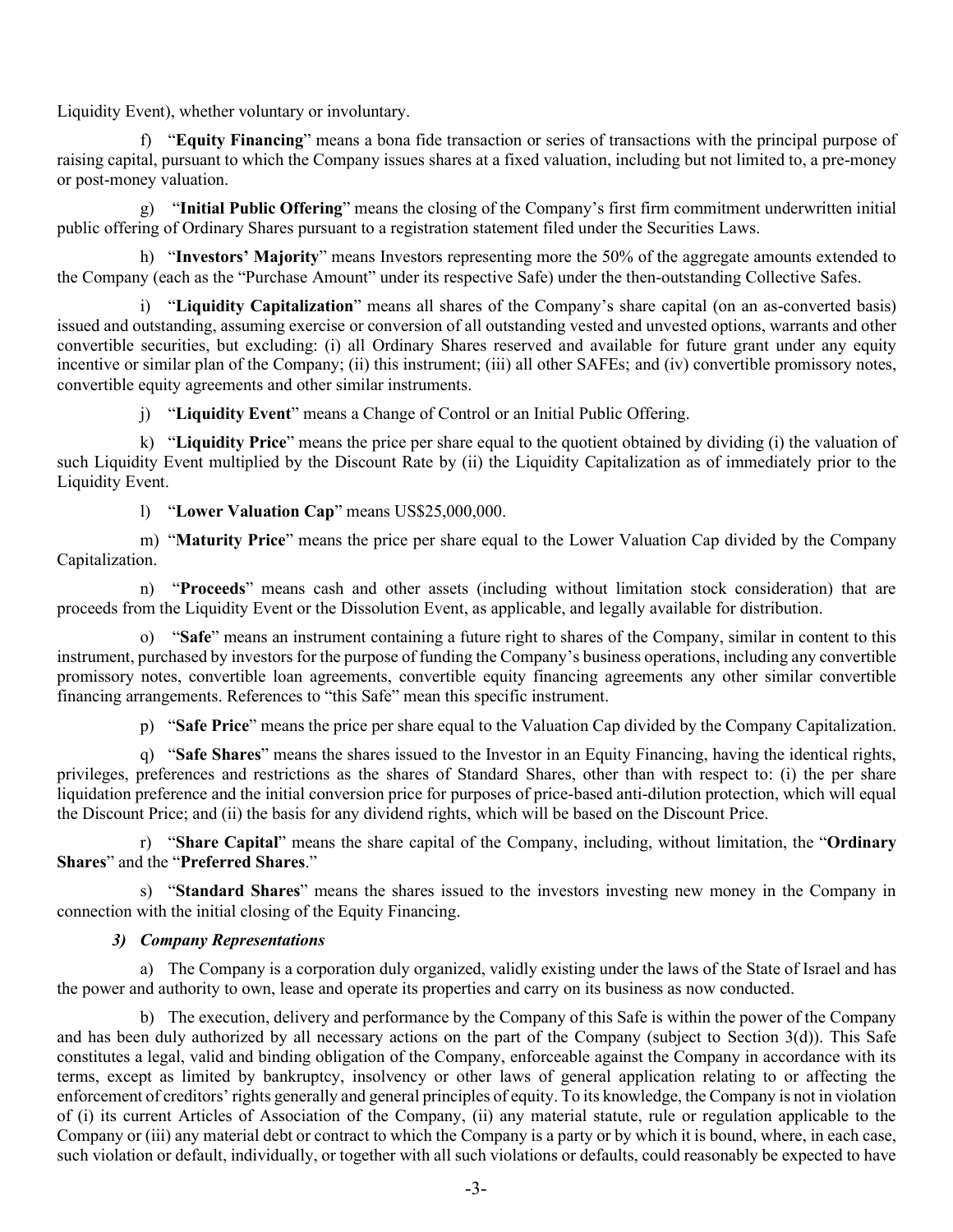Liquidity Event), whether voluntary or involuntary.

f) "**Equity Financing**" means a bona fide transaction or series of transactions with the principal purpose of raising capital, pursuant to which the Company issues shares at a fixed valuation, including but not limited to, a pre-money or post-money valuation.

g) "**Initial Public Offering**" means the closing of the Company's first firm commitment underwritten initial public offering of Ordinary Shares pursuant to a registration statement filed under the Securities Laws.

h) "**Investors' Majority**" means Investors representing more the 50% of the aggregate amounts extended to the Company (each as the "Purchase Amount" under its respective Safe) under the then-outstanding Collective Safes.

i) "**Liquidity Capitalization**" means all shares of the Company's share capital (on an as-converted basis) issued and outstanding, assuming exercise or conversion of all outstanding vested and unvested options, warrants and other convertible securities, but excluding: (i) all Ordinary Shares reserved and available for future grant under any equity incentive or similar plan of the Company; (ii) this instrument; (iii) all other SAFEs; and (iv) convertible promissory notes, convertible equity agreements and other similar instruments.

j) "**Liquidity Event**" means a Change of Control or an Initial Public Offering.

k) "**Liquidity Price**" means the price per share equal to the quotient obtained by dividing (i) the valuation of such Liquidity Event multiplied by the Discount Rate by (ii) the Liquidity Capitalization as of immediately prior to the Liquidity Event.

l) "**Lower Valuation Cap**" means US$25,000,000.

m) "**Maturity Price**" means the price per share equal to the Lower Valuation Cap divided by the Company Capitalization.

n) "**Proceeds**" means cash and other assets (including without limitation stock consideration) that are proceeds from the Liquidity Event or the Dissolution Event, as applicable, and legally available for distribution.

o) "**Safe**" means an instrument containing a future right to shares of the Company, similar in content to this instrument, purchased by investors for the purpose of funding the Company's business operations, including any convertible promissory notes, convertible loan agreements, convertible equity financing agreements any other similar convertible financing arrangements. References to "this Safe" mean this specific instrument.

p) "**Safe Price**" means the price per share equal to the Valuation Cap divided by the Company Capitalization.

q) "**Safe Shares**" means the shares issued to the Investor in an Equity Financing, having the identical rights, privileges, preferences and restrictions as the shares of Standard Shares, other than with respect to: (i) the per share liquidation preference and the initial conversion price for purposes of price-based anti-dilution protection, which will equal the Discount Price; and (ii) the basis for any dividend rights, which will be based on the Discount Price.

r) "**Share Capital**" means the share capital of the Company, including, without limitation, the "**Ordinary Shares**" and the "**Preferred Shares**."

s) "**Standard Shares**" means the shares issued to the investors investing new money in the Company in connection with the initial closing of the Equity Financing.

### *3) Company Representations*

a) The Company is a corporation duly organized, validly existing under the laws of the State of Israel and has the power and authority to own, lease and operate its properties and carry on its business as now conducted.

b) The execution, delivery and performance by the Company of this Safe is within the power of the Company and has been duly authorized by all necessary actions on the part of the Company (subject to Section 3(d)). This Safe constitutes a legal, valid and binding obligation of the Company, enforceable against the Company in accordance with its terms, except as limited by bankruptcy, insolvency or other laws of general application relating to or affecting the enforcement of creditors' rights generally and general principles of equity. To its knowledge, the Company is not in violation of (i) its current Articles of Association of the Company, (ii) any material statute, rule or regulation applicable to the Company or (iii) any material debt or contract to which the Company is a party or by which it is bound, where, in each case, such violation or default, individually, or together with all such violations or defaults, could reasonably be expected to have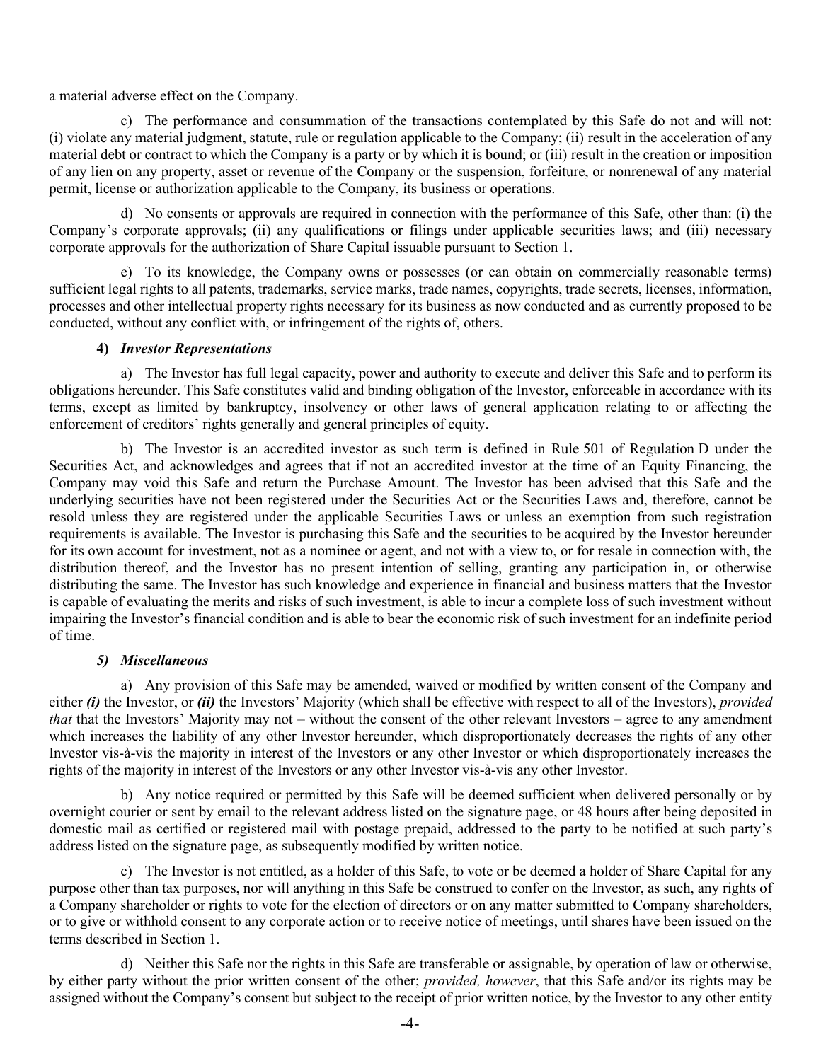a material adverse effect on the Company.

c) The performance and consummation of the transactions contemplated by this Safe do not and will not: (i) violate any material judgment, statute, rule or regulation applicable to the Company; (ii) result in the acceleration of any material debt or contract to which the Company is a party or by which it is bound; or (iii) result in the creation or imposition of any lien on any property, asset or revenue of the Company or the suspension, forfeiture, or nonrenewal of any material permit, license or authorization applicable to the Company, its business or operations.

d) No consents or approvals are required in connection with the performance of this Safe, other than: (i) the Company's corporate approvals; (ii) any qualifications or filings under applicable securities laws; and (iii) necessary corporate approvals for the authorization of Share Capital issuable pursuant to Section 1.

e) To its knowledge, the Company owns or possesses (or can obtain on commercially reasonable terms) sufficient legal rights to all patents, trademarks, service marks, trade names, copyrights, trade secrets, licenses, information, processes and other intellectual property rights necessary for its business as now conducted and as currently proposed to be conducted, without any conflict with, or infringement of the rights of, others.

**4) *Investor Representations***

a) The Investor has full legal capacity, power and authority to execute and deliver this Safe and to perform its obligations hereunder. This Safe constitutes valid and binding obligation of the Investor, enforceable in accordance with its terms, except as limited by bankruptcy, insolvency or other laws of general application relating to or affecting the enforcement of creditors' rights generally and general principles of equity.

b) The Investor is an accredited investor as such term is defined in Rule 501 of Regulation D under the Securities Act, and acknowledges and agrees that if not an accredited investor at the time of an Equity Financing, the Company may void this Safe and return the Purchase Amount. The Investor has been advised that this Safe and the underlying securities have not been registered under the Securities Act or the Securities Laws and, therefore, cannot be resold unless they are registered under the applicable Securities Laws or unless an exemption from such registration requirements is available. The Investor is purchasing this Safe and the securities to be acquired by the Investor hereunder for its own account for investment, not as a nominee or agent, and not with a view to, or for resale in connection with, the distribution thereof, and the Investor has no present intention of selling, granting any participation in, or otherwise distributing the same. The Investor has such knowledge and experience in financial and business matters that the Investor is capable of evaluating the merits and risks of such investment, is able to incur a complete loss of such investment without impairing the Investor's financial condition and is able to bear the economic risk of such investment for an indefinite period of time.

***5) Miscellaneous***

a) Any provision of this Safe may be amended, waived or modified by written consent of the Company and either ***(i)*** the Investor, or ***(ii)*** the Investors' Majority (which shall be effective with respect to all of the Investors), *provided that* that the Investors' Majority may not – without the consent of the other relevant Investors – agree to any amendment which increases the liability of any other Investor hereunder, which disproportionately decreases the rights of any other Investor vis-à-vis the majority in interest of the Investors or any other Investor or which disproportionately increases the rights of the majority in interest of the Investors or any other Investor vis-à-vis any other Investor.

b) Any notice required or permitted by this Safe will be deemed sufficient when delivered personally or by overnight courier or sent by email to the relevant address listed on the signature page, or 48 hours after being deposited in domestic mail as certified or registered mail with postage prepaid, addressed to the party to be notified at such party's address listed on the signature page, as subsequently modified by written notice.

c) The Investor is not entitled, as a holder of this Safe, to vote or be deemed a holder of Share Capital for any purpose other than tax purposes, nor will anything in this Safe be construed to confer on the Investor, as such, any rights of a Company shareholder or rights to vote for the election of directors or on any matter submitted to Company shareholders, or to give or withhold consent to any corporate action or to receive notice of meetings, until shares have been issued on the terms described in Section 1.

d) Neither this Safe nor the rights in this Safe are transferable or assignable, by operation of law or otherwise, by either party without the prior written consent of the other; *provided, however*, that this Safe and/or its rights may be assigned without the Company's consent but subject to the receipt of prior written notice, by the Investor to any other entity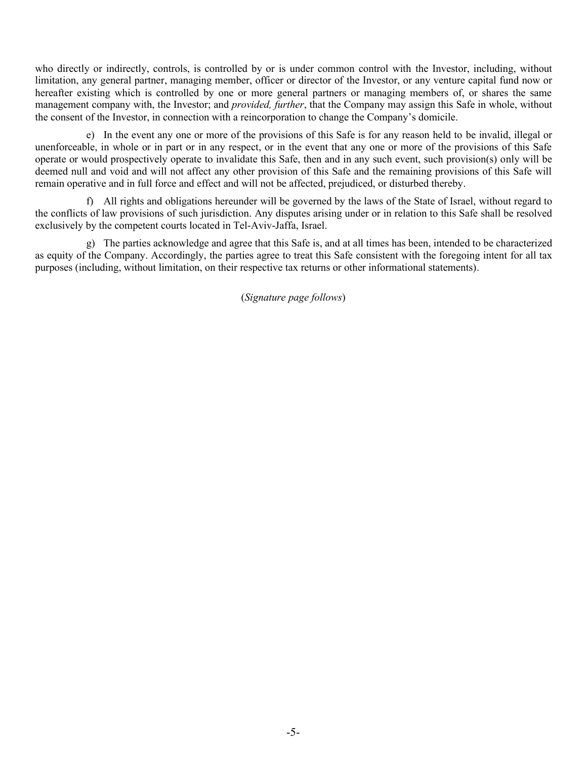who directly or indirectly, controls, is controlled by or is under common control with the Investor, including, without limitation, any general partner, managing member, officer or director of the Investor, or any venture capital fund now or hereafter existing which is controlled by one or more general partners or managing members of, or shares the same management company with, the Investor; and *provided, further*, that the Company may assign this Safe in whole, without the consent of the Investor, in connection with a reincorporation to change the Company's domicile.

e) In the event any one or more of the provisions of this Safe is for any reason held to be invalid, illegal or unenforceable, in whole or in part or in any respect, or in the event that any one or more of the provisions of this Safe operate or would prospectively operate to invalidate this Safe, then and in any such event, such provision(s) only will be deemed null and void and will not affect any other provision of this Safe and the remaining provisions of this Safe will remain operative and in full force and effect and will not be affected, prejudiced, or disturbed thereby.

f) All rights and obligations hereunder will be governed by the laws of the State of Israel, without regard to the conflicts of law provisions of such jurisdiction. Any disputes arising under or in relation to this Safe shall be resolved exclusively by the competent courts located in Tel-Aviv-Jaffa, Israel.

g) The parties acknowledge and agree that this Safe is, and at all times has been, intended to be characterized as equity of the Company. Accordingly, the parties agree to treat this Safe consistent with the foregoing intent for all tax purposes (including, without limitation, on their respective tax returns or other informational statements).

(*Signature page follows*)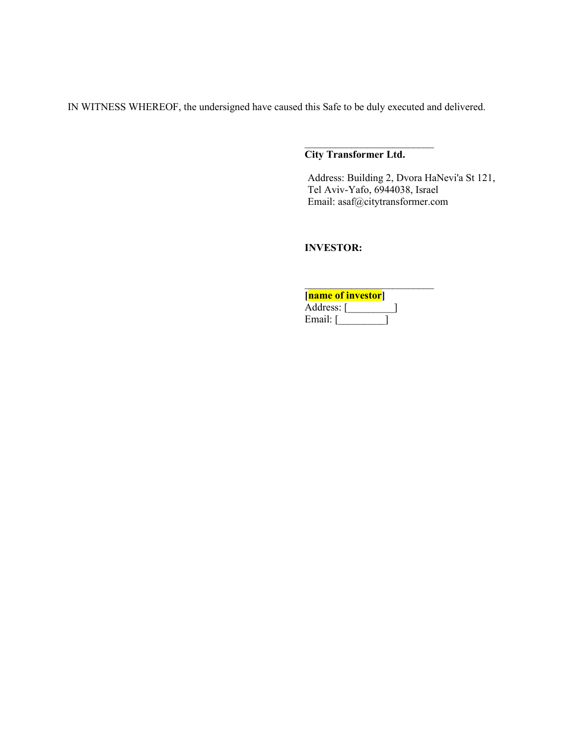IN WITNESS WHEREOF, the undersigned have caused this Safe to be duly executed and delivered.

\_\_\_\_\_\_\_\_\_\_\_\_\_\_\_\_\_\_\_\_\_\_\_\_\_\_

**City Transformer Ltd.**

Address: Building 2, Dvora HaNevi'a St 121,
Tel Aviv-Yafo, 6944038, Israel
Email: asaf@citytransformer.com

**INVESTOR:**

\_\_\_\_\_\_\_\_\_\_\_\_\_\_\_\_\_\_\_\_\_\_\_\_\_\_

**[name of investor]**
Address: [_________]
Email: [_________]